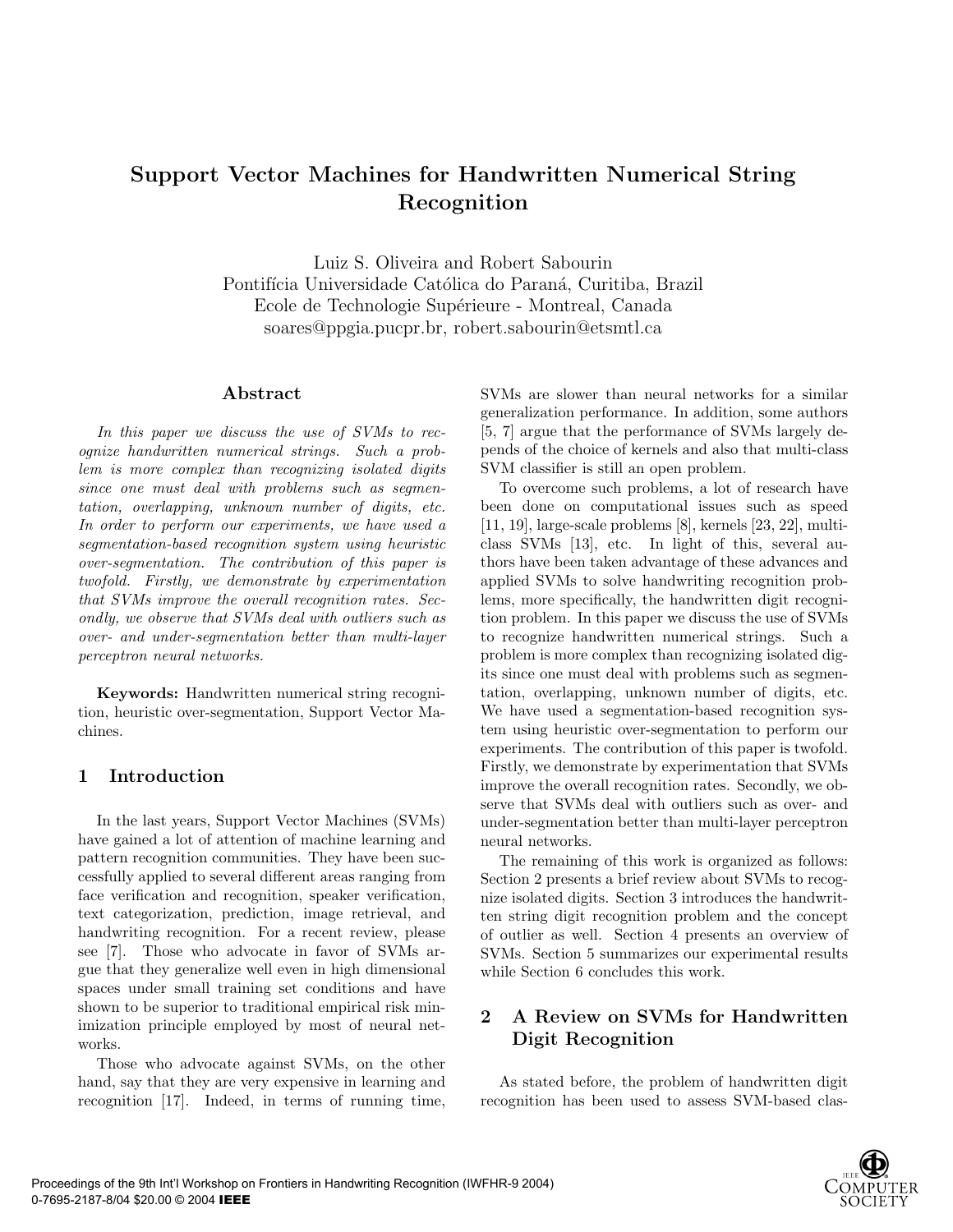# Support Vector Machines for Handwritten Numerical String Recognition

Luiz S. Oliveira and Robert Sabourin
Pontifícia Universidade Católica do Paraná, Curitiba, Brazil
Ecole de Technologie Supérieure - Montreal, Canada
soares@ppgia.pucpr.br, robert.sabourin@etsmtl.ca

## Abstract

*In this paper we discuss the use of SVMs to recognize handwritten numerical strings. Such a problem is more complex than recognizing isolated digits since one must deal with problems such as segmentation, overlapping, unknown number of digits, etc. In order to perform our experiments, we have used a segmentation-based recognition system using heuristic over-segmentation. The contribution of this paper is twofold. Firstly, we demonstrate by experimentation that SVMs improve the overall recognition rates. Secondly, we observe that SVMs deal with outliers such as over- and under-segmentation better than multi-layer perceptron neural networks.*

**Keywords:** Handwritten numerical string recognition, heuristic over-segmentation, Support Vector Machines.

## 1 Introduction

In the last years, Support Vector Machines (SVMs) have gained a lot of attention of machine learning and pattern recognition communities. They have been successfully applied to several different areas ranging from face verification and recognition, speaker verification, text categorization, prediction, image retrieval, and handwriting recognition. For a recent review, please see [7]. Those who advocate in favor of SVMs argue that they generalize well even in high dimensional spaces under small training set conditions and have shown to be superior to traditional empirical risk minimization principle employed by most of neural networks.

Those who advocate against SVMs, on the other hand, say that they are very expensive in learning and recognition [17]. Indeed, in terms of running time, SVMs are slower than neural networks for a similar generalization performance. In addition, some authors [5, 7] argue that the performance of SVMs largely depends of the choice of kernels and also that multi-class SVM classifier is still an open problem.

To overcome such problems, a lot of research have been done on computational issues such as speed [11, 19], large-scale problems [8], kernels [23, 22], multi-class SVMs [13], etc. In light of this, several authors have been taken advantage of these advances and applied SVMs to solve handwriting recognition problems, more specifically, the handwritten digit recognition problem. In this paper we discuss the use of SVMs to recognize handwritten numerical strings. Such a problem is more complex than recognizing isolated digits since one must deal with problems such as segmentation, overlapping, unknown number of digits, etc. We have used a segmentation-based recognition system using heuristic over-segmentation to perform our experiments. The contribution of this paper is twofold. Firstly, we demonstrate by experimentation that SVMs improve the overall recognition rates. Secondly, we observe that SVMs deal with outliers such as over- and under-segmentation better than multi-layer perceptron neural networks.

The remaining of this work is organized as follows: Section 2 presents a brief review about SVMs to recognize isolated digits. Section 3 introduces the handwritten string digit recognition problem and the concept of outlier as well. Section 4 presents an overview of SVMs. Section 5 summarizes our experimental results while Section 6 concludes this work.

## 2 A Review on SVMs for Handwritten Digit Recognition

As stated before, the problem of handwritten digit recognition has been used to assess SVM-based clas-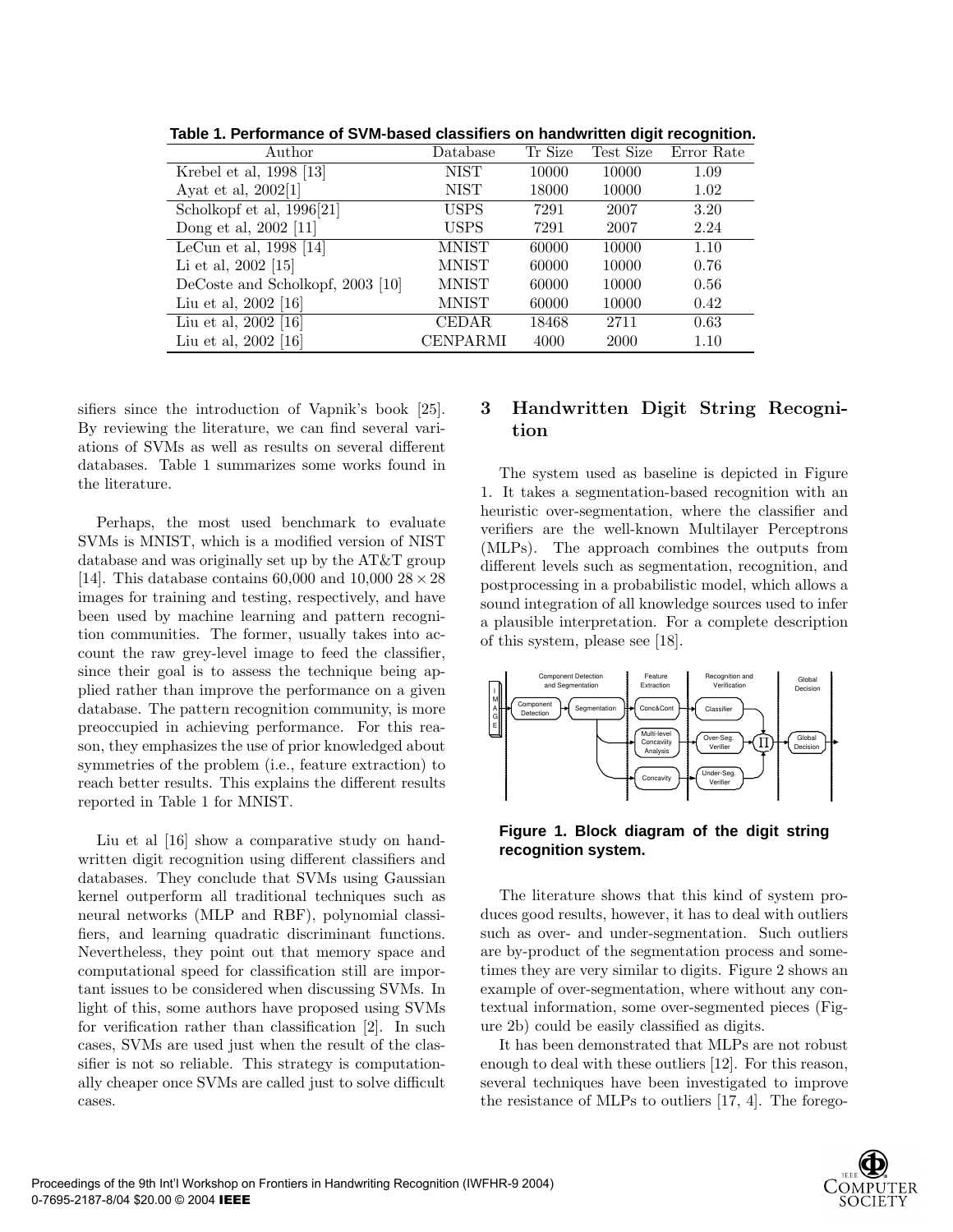**Table 1. Performance of SVM-based classifiers on handwritten digit recognition.**

| Author | Database | Tr Size | Test Size | Error Rate |
|---|---|---|---|---|
| Krebel et al, 1998 [13] | NIST | 10000 | 10000 | 1.09 |
| Ayat et al, 2002[1] | NIST | 18000 | 10000 | 1.02 |
| Scholkopf et al, 1996[21] | USPS | 7291 | 2007 | 3.20 |
| Dong et al, 2002 [11] | USPS | 7291 | 2007 | 2.24 |
| LeCun et al, 1998 [14] | MNIST | 60000 | 10000 | 1.10 |
| Li et al, 2002 [15] | MNIST | 60000 | 10000 | 0.76 |
| DeCoste and Scholkopf, 2003 [10] | MNIST | 60000 | 10000 | 0.56 |
| Liu et al, 2002 [16] | MNIST | 60000 | 10000 | 0.42 |
| Liu et al, 2002 [16] | CEDAR | 18468 | 2711 | 0.63 |
| Liu et al, 2002 [16] | CENPARMI | 4000 | 2000 | 1.10 |

sifiers since the introduction of Vapnik's book [25]. By reviewing the literature, we can find several variations of SVMs as well as results on several different databases. Table 1 summarizes some works found in the literature.

Perhaps, the most used benchmark to evaluate SVMs is MNIST, which is a modified version of NIST database and was originally set up by the AT&T group [14]. This database contains 60,000 and 10,000 $28 \times 28$ images for training and testing, respectively, and have been used by machine learning and pattern recognition communities. The former, usually takes into account the raw grey-level image to feed the classifier, since their goal is to assess the technique being applied rather than improve the performance on a given database. The pattern recognition community, is more preoccupied in achieving performance. For this reason, they emphasizes the use of prior knowledged about symmetries of the problem (i.e., feature extraction) to reach better results. This explains the different results reported in Table 1 for MNIST.

Liu et al [16] show a comparative study on handwritten digit recognition using different classifiers and databases. They conclude that SVMs using Gaussian kernel outperform all traditional techniques such as neural networks (MLP and RBF), polynomial classifiers, and learning quadratic discriminant functions. Nevertheless, they point out that memory space and computational speed for classification still are important issues to be considered when discussing SVMs. In light of this, some authors have proposed using SVMs for verification rather than classification [2]. In such cases, SVMs are used just when the result of the classifier is not so reliable. This strategy is computationally cheaper once SVMs are called just to solve difficult cases.

## 3 Handwritten Digit String Recognition

The system used as baseline is depicted in Figure 1. It takes a segmentation-based recognition with an heuristic over-segmentation, where the classifier and verifiers are the well-known Multilayer Perceptrons (MLPs). The approach combines the outputs from different levels such as segmentation, recognition, and postprocessing in a probabilistic model, which allows a sound integration of all knowledge sources used to infer a plausible interpretation. For a complete description of this system, please see [18].

**Figure 1. Block diagram of the digit string recognition system.**

The literature shows that this kind of system produces good results, however, it has to deal with outliers such as over- and under-segmentation. Such outliers are by-product of the segmentation process and sometimes they are very similar to digits. Figure 2 shows an example of over-segmentation, where without any contextual information, some over-segmented pieces (Figure 2b) could be easily classified as digits.

It has been demonstrated that MLPs are not robust enough to deal with these outliers [12]. For this reason, several techniques have been investigated to improve the resistance of MLPs to outliers [17, 4]. The forego-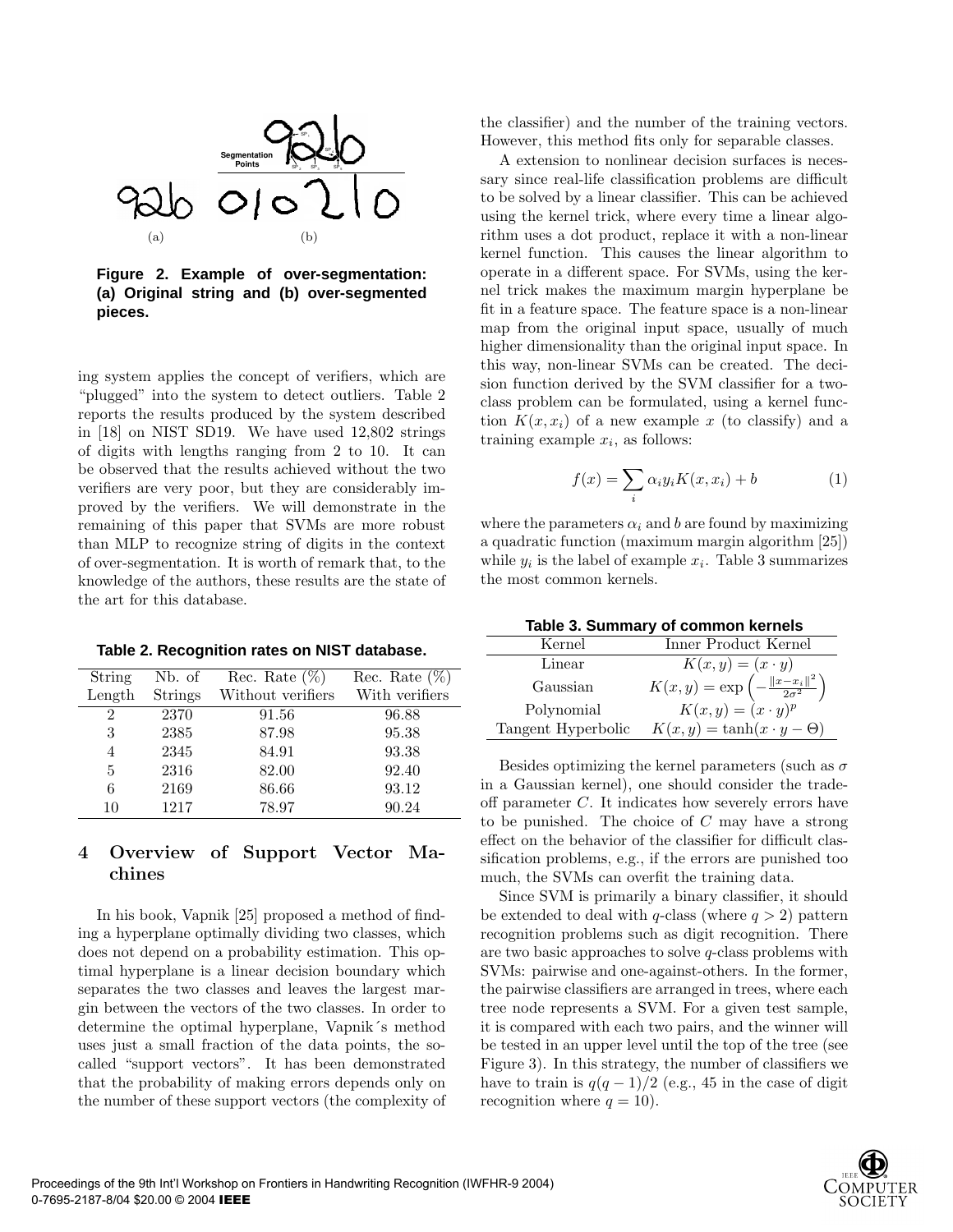**Figure 2. Example of over-segmentation: (a) Original string and (b) over-segmented pieces.**

ing system applies the concept of verifiers, which are "plugged" into the system to detect outliers. Table 2 reports the results produced by the system described in [18] on NIST SD19. We have used 12,802 strings of digits with lengths ranging from 2 to 10. It can be observed that the results achieved without the two verifiers are very poor, but they are considerably improved by the verifiers. We will demonstrate in the remaining of this paper that SVMs are more robust than MLP to recognize string of digits in the context of over-segmentation. It is worth of remark that, to the knowledge of the authors, these results are the state of the art for this database.

**Table 2. Recognition rates on NIST database.**

| String Length | Nb. of Strings | Rec. Rate (%) Without verifiers | Rec. Rate (%) With verifiers |
|---|---|---|---|
| 2 | 2370 | 91.56 | 96.88 |
| 3 | 2385 | 87.98 | 95.38 |
| 4 | 2345 | 84.91 | 93.38 |
| 5 | 2316 | 82.00 | 92.40 |
| 6 | 2169 | 86.66 | 93.12 |
| 10 | 1217 | 78.97 | 90.24 |

## 4 Overview of Support Vector Machines

In his book, Vapnik [25] proposed a method of finding a hyperplane optimally dividing two classes, which does not depend on a probability estimation. This optimal hyperplane is a linear decision boundary which separates the two classes and leaves the largest margin between the vectors of the two classes. In order to determine the optimal hyperplane, Vapnik´s method uses just a small fraction of the data points, the so-called "support vectors". It has been demonstrated that the probability of making errors depends only on the number of these support vectors (the complexity of the classifier) and the number of the training vectors. However, this method fits only for separable classes.

A extension to nonlinear decision surfaces is necessary since real-life classification problems are difficult to be solved by a linear classifier. This can be achieved using the kernel trick, where every time a linear algorithm uses a dot product, replace it with a non-linear kernel function. This causes the linear algorithm to operate in a different space. For SVMs, using the kernel trick makes the maximum margin hyperplane be fit in a feature space. The feature space is a non-linear map from the original input space, usually of much higher dimensionality than the original input space. In this way, non-linear SVMs can be created. The decision function derived by the SVM classifier for a two-class problem can be formulated, using a kernel function $K(x, x_i)$ of a new example $x$ (to classify) and a training example $x_i$, as follows:

$$f(x) = \sum_i \alpha_i y_i K(x, x_i) + b \tag{1}$$

where the parameters $\alpha_i$ and $b$ are found by maximizing a quadratic function (maximum margin algorithm [25]) while $y_i$ is the label of example $x_i$. Table 3 summarizes the most common kernels.

**Table 3. Summary of common kernels**

| Kernel | Inner Product Kernel |
|---|---|
| Linear | $K(x, y) = (x \cdot y)$ |
| Gaussian | $K(x, y) = \exp\left(-\frac{\|x - x_i\|^2}{2\sigma^2}\right)$ |
| Polynomial | $K(x, y) = (x \cdot y)^p$ |
| Tangent Hyperbolic | $K(x, y) = \tanh(x \cdot y - \Theta)$ |

Besides optimizing the kernel parameters (such as $\sigma$ in a Gaussian kernel), one should consider the trade-off parameter $C$. It indicates how severely errors have to be punished. The choice of $C$ may have a strong effect on the behavior of the classifier for difficult classification problems, e.g., if the errors are punished too much, the SVMs can overfit the training data.

Since SVM is primarily a binary classifier, it should be extended to deal with $q$-class (where $q > 2$) pattern recognition problems such as digit recognition. There are two basic approaches to solve $q$-class problems with SVMs: pairwise and one-against-others. In the former, the pairwise classifiers are arranged in trees, where each tree node represents a SVM. For a given test sample, it is compared with each two pairs, and the winner will be tested in an upper level until the top of the tree (see Figure 3). In this strategy, the number of classifiers we have to train is $q(q-1)/2$ (e.g., 45 in the case of digit recognition where $q = 10$).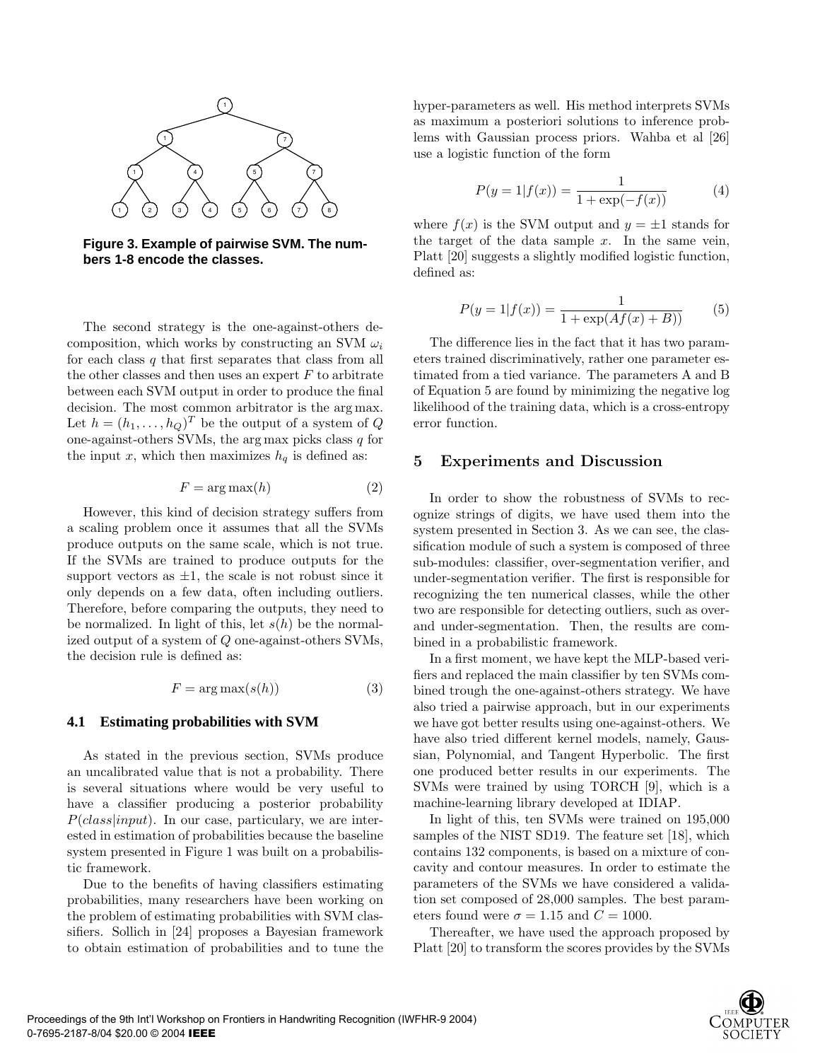Figure 3. Example of pairwise SVM. The numbers 1-8 encode the classes.

The second strategy is the one-against-others decomposition, which works by constructing an SVM $\omega_i$ for each class $q$ that first separates that class from all the other classes and then uses an expert $F$ to arbitrate between each SVM output in order to produce the final decision. The most common arbitrator is the arg max. Let $h = (h_1, \ldots, h_Q)^T$ be the output of a system of $Q$ one-against-others SVMs, the arg max picks class $q$ for the input $x$, which then maximizes $h_q$ is defined as:

$$F = \arg\max(h) \tag{2}$$

However, this kind of decision strategy suffers from a scaling problem once it assumes that all the SVMs produce outputs on the same scale, which is not true. If the SVMs are trained to produce outputs for the support vectors as $\pm 1$, the scale is not robust since it only depends on a few data, often including outliers. Therefore, before comparing the outputs, they need to be normalized. In light of this, let $s(h)$ be the normalized output of a system of $Q$ one-against-others SVMs, the decision rule is defined as:

$$F = \arg\max(s(h)) \tag{3}$$

### 4.1 Estimating probabilities with SVM

As stated in the previous section, SVMs produce an uncalibrated value that is not a probability. There is several situations where would be very useful to have a classifier producing a posterior probability $P(class|input)$. In our case, particulary, we are interested in estimation of probabilities because the baseline system presented in Figure 1 was built on a probabilistic framework.

Due to the benefits of having classifiers estimating probabilities, many researchers have been working on the problem of estimating probabilities with SVM classifiers. Sollich in [24] proposes a Bayesian framework to obtain estimation of probabilities and to tune the hyper-parameters as well. His method interprets SVMs as maximum a posteriori solutions to inference problems with Gaussian process priors. Wahba et al [26] use a logistic function of the form

$$P(y = 1|f(x)) = \frac{1}{1 + \exp(-f(x))} \tag{4}$$

where $f(x)$ is the SVM output and $y = \pm 1$ stands for the target of the data sample $x$. In the same vein, Platt [20] suggests a slightly modified logistic function, defined as:

$$P(y = 1|f(x)) = \frac{1}{1 + \exp(Af(x) + B))} \tag{5}$$

The difference lies in the fact that it has two parameters trained discriminatively, rather one parameter estimated from a tied variance. The parameters A and B of Equation 5 are found by minimizing the negative log likelihood of the training data, which is a cross-entropy error function.

## 5 Experiments and Discussion

In order to show the robustness of SVMs to recognize strings of digits, we have used them into the system presented in Section 3. As we can see, the classification module of such a system is composed of three sub-modules: classifier, over-segmentation verifier, and under-segmentation verifier. The first is responsible for recognizing the ten numerical classes, while the other two are responsible for detecting outliers, such as over- and under-segmentation. Then, the results are combined in a probabilistic framework.

In a first moment, we have kept the MLP-based verifiers and replaced the main classifier by ten SVMs combined trough the one-against-others strategy. We have also tried a pairwise approach, but in our experiments we have got better results using one-against-others. We have also tried different kernel models, namely, Gaussian, Polynomial, and Tangent Hyperbolic. The first one produced better results in our experiments. The SVMs were trained by using TORCH [9], which is a machine-learning library developed at IDIAP.

In light of this, ten SVMs were trained on 195,000 samples of the NIST SD19. The feature set [18], which contains 132 components, is based on a mixture of concavity and contour measures. In order to estimate the parameters of the SVMs we have considered a validation set composed of 28,000 samples. The best parameters found were $\sigma = 1.15$ and $C = 1000$.

Thereafter, we have used the approach proposed by Platt [20] to transform the scores provides by the SVMs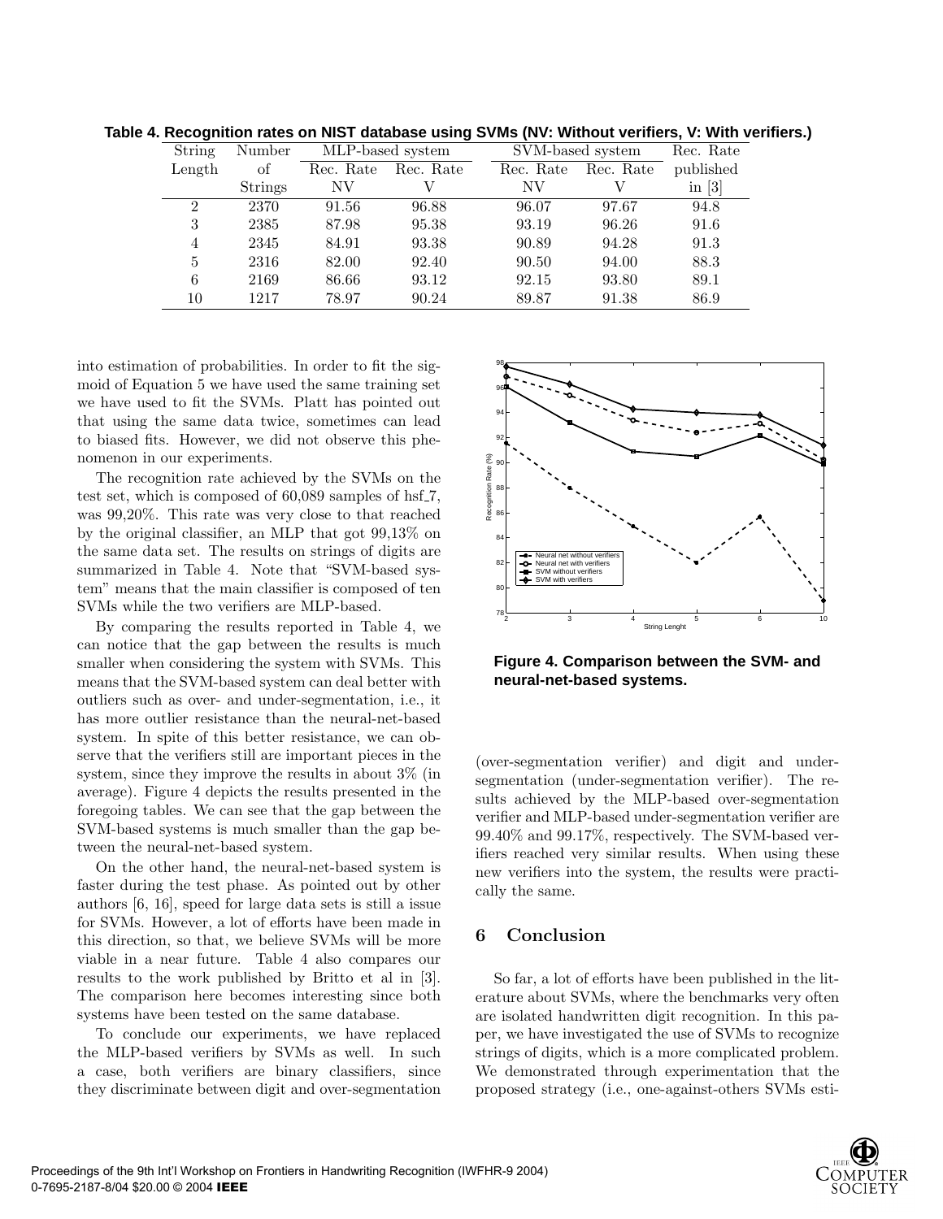**Table 4. Recognition rates on NIST database using SVMs (NV: Without verifiers, V: With verifiers.)**

| String Length | Number of Strings | MLP-based system | | SVM-based system | | Rec. Rate published in [3] |
|---|---|---|---|---|---|---|
| | | Rec. Rate NV | Rec. Rate V | Rec. Rate NV | Rec. Rate V | |
| 2 | 2370 | 91.56 | 96.88 | 96.07 | 97.67 | 94.8 |
| 3 | 2385 | 87.98 | 95.38 | 93.19 | 96.26 | 91.6 |
| 4 | 2345 | 84.91 | 93.38 | 90.89 | 94.28 | 91.3 |
| 5 | 2316 | 82.00 | 92.40 | 90.50 | 94.00 | 88.3 |
| 6 | 2169 | 86.66 | 93.12 | 92.15 | 93.80 | 89.1 |
| 10 | 1217 | 78.97 | 90.24 | 89.87 | 91.38 | 86.9 |

into estimation of probabilities. In order to fit the sigmoid of Equation 5 we have used the same training set we have used to fit the SVMs. Platt has pointed out that using the same data twice, sometimes can lead to biased fits. However, we did not observe this phenomenon in our experiments.

The recognition rate achieved by the SVMs on the test set, which is composed of 60,089 samples of hsf_7, was 99,20%. This rate was very close to that reached by the original classifier, an MLP that got 99,13% on the same data set. The results on strings of digits are summarized in Table 4. Note that "SVM-based system" means that the main classifier is composed of ten SVMs while the two verifiers are MLP-based.

By comparing the results reported in Table 4, we can notice that the gap between the results is much smaller when considering the system with SVMs. This means that the SVM-based system can deal better with outliers such as over- and under-segmentation, i.e., it has more outlier resistance than the neural-net-based system. In spite of this better resistance, we can observe that the verifiers still are important pieces in the system, since they improve the results in about 3% (in average). Figure 4 depicts the results presented in the foregoing tables. We can see that the gap between the SVM-based systems is much smaller than the gap between the neural-net-based system.

On the other hand, the neural-net-based system is faster during the test phase. As pointed out by other authors [6, 16], speed for large data sets is still a issue for SVMs. However, a lot of efforts have been made in this direction, so that, we believe SVMs will be more viable in a near future. Table 4 also compares our results to the work published by Britto et al in [3]. The comparison here becomes interesting since both systems have been tested on the same database.

To conclude our experiments, we have replaced the MLP-based verifiers by SVMs as well. In such a case, both verifiers are binary classifiers, since they discriminate between digit and over-segmentation (over-segmentation verifier) and digit and under-segmentation (under-segmentation verifier). The results achieved by the MLP-based over-segmentation verifier and MLP-based under-segmentation verifier are 99.40% and 99.17%, respectively. The SVM-based verifiers reached very similar results. When using these new verifiers into the system, the results were practically the same.

**Figure 4. Comparison between the SVM- and neural-net-based systems.**

## 6 Conclusion

So far, a lot of efforts have been published in the literature about SVMs, where the benchmarks very often are isolated handwritten digit recognition. In this paper, we have investigated the use of SVMs to recognize strings of digits, which is a more complicated problem. We demonstrated through experimentation that the proposed strategy (i.e., one-against-others SVMs esti-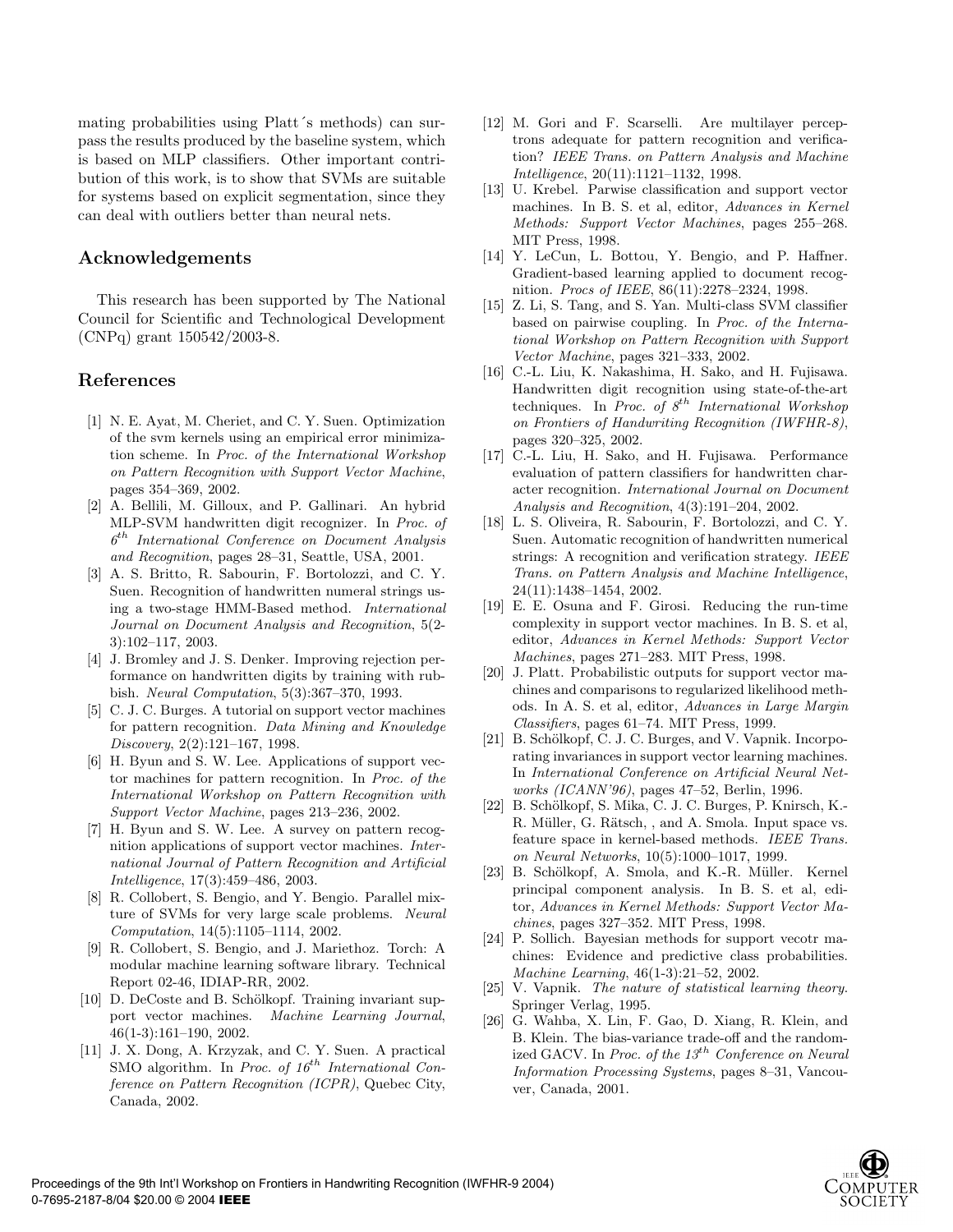mating probabilities using Platt´s methods) can surpass the results produced by the baseline system, which is based on MLP classifiers. Other important contribution of this work, is to show that SVMs are suitable for systems based on explicit segmentation, since they can deal with outliers better than neural nets.

## Acknowledgements

This research has been supported by The National Council for Scientific and Technological Development (CNPq) grant 150542/2003-8.

## References

[1] N. E. Ayat, M. Cheriet, and C. Y. Suen. Optimization of the svm kernels using an empirical error minimization scheme. In *Proc. of the International Workshop on Pattern Recognition with Support Vector Machine*, pages 354–369, 2002.

[2] A. Bellili, M. Gilloux, and P. Gallinari. An hybrid MLP-SVM handwritten digit recognizer. In *Proc. of $6^{th}$ International Conference on Document Analysis and Recognition*, pages 28–31, Seattle, USA, 2001.

[3] A. S. Britto, R. Sabourin, F. Bortolozzi, and C. Y. Suen. Recognition of handwritten numeral strings using a two-stage HMM-Based method. *International Journal on Document Analysis and Recognition*, 5(2-3):102–117, 2003.

[4] J. Bromley and J. S. Denker. Improving rejection performance on handwritten digits by training with rubbish. *Neural Computation*, 5(3):367–370, 1993.

[5] C. J. C. Burges. A tutorial on support vector machines for pattern recognition. *Data Mining and Knowledge Discovery*, 2(2):121–167, 1998.

[6] H. Byun and S. W. Lee. Applications of support vector machines for pattern recognition. In *Proc. of the International Workshop on Pattern Recognition with Support Vector Machine*, pages 213–236, 2002.

[7] H. Byun and S. W. Lee. A survey on pattern recognition applications of support vector machines. *International Journal of Pattern Recognition and Artificial Intelligence*, 17(3):459–486, 2003.

[8] R. Collobert, S. Bengio, and Y. Bengio. Parallel mixture of SVMs for very large scale problems. *Neural Computation*, 14(5):1105–1114, 2002.

[9] R. Collobert, S. Bengio, and J. Mariethoz. Torch: A modular machine learning software library. Technical Report 02-46, IDIAP-RR, 2002.

[10] D. DeCoste and B. Schölkopf. Training invariant support vector machines. *Machine Learning Journal*, 46(1-3):161–190, 2002.

[11] J. X. Dong, A. Krzyzak, and C. Y. Suen. A practical SMO algorithm. In *Proc. of $16^{th}$ International Conference on Pattern Recognition (ICPR)*, Quebec City, Canada, 2002.

[12] M. Gori and F. Scarselli. Are multilayer perceptrons adequate for pattern recognition and verification? *IEEE Trans. on Pattern Analysis and Machine Intelligence*, 20(11):1121–1132, 1998.

[13] U. Krebel. Parwise classification and support vector machines. In B. S. et al, editor, *Advances in Kernel Methods: Support Vector Machines*, pages 255–268. MIT Press, 1998.

[14] Y. LeCun, L. Bottou, Y. Bengio, and P. Haffner. Gradient-based learning applied to document recognition. *Procs of IEEE*, 86(11):2278–2324, 1998.

[15] Z. Li, S. Tang, and S. Yan. Multi-class SVM classifier based on pairwise coupling. In *Proc. of the International Workshop on Pattern Recognition with Support Vector Machine*, pages 321–333, 2002.

[16] C.-L. Liu, K. Nakashima, H. Sako, and H. Fujisawa. Handwritten digit recognition using state-of-the-art techniques. In *Proc. of $8^{th}$ International Workshop on Frontiers of Handwriting Recognition (IWFHR-8)*, pages 320–325, 2002.

[17] C.-L. Liu, H. Sako, and H. Fujisawa. Performance evaluation of pattern classifiers for handwritten character recognition. *International Journal on Document Analysis and Recognition*, 4(3):191–204, 2002.

[18] L. S. Oliveira, R. Sabourin, F. Bortolozzi, and C. Y. Suen. Automatic recognition of handwritten numerical strings: A recognition and verification strategy. *IEEE Trans. on Pattern Analysis and Machine Intelligence*, 24(11):1438–1454, 2002.

[19] E. E. Osuna and F. Girosi. Reducing the run-time complexity in support vector machines. In B. S. et al, editor, *Advances in Kernel Methods: Support Vector Machines*, pages 271–283. MIT Press, 1998.

[20] J. Platt. Probabilistic outputs for support vector machines and comparisons to regularized likelihood methods. In A. S. et al, editor, *Advances in Large Margin Classifiers*, pages 61–74. MIT Press, 1999.

[21] B. Schölkopf, C. J. C. Burges, and V. Vapnik. Incorporating invariances in support vector learning machines. In *International Conference on Artificial Neural Networks (ICANN'96)*, pages 47–52, Berlin, 1996.

[22] B. Schölkopf, S. Mika, C. J. C. Burges, P. Knirsch, K.-R. Müller, G. Rätsch, , and A. Smola. Input space vs. feature space in kernel-based methods. *IEEE Trans. on Neural Networks*, 10(5):1000–1017, 1999.

[23] B. Schölkopf, A. Smola, and K.-R. Müller. Kernel principal component analysis. In B. S. et al, editor, *Advances in Kernel Methods: Support Vector Machines*, pages 327–352. MIT Press, 1998.

[24] P. Sollich. Bayesian methods for support vecotr machines: Evidence and predictive class probabilities. *Machine Learning*, 46(1-3):21–52, 2002.

[25] V. Vapnik. *The nature of statistical learning theory*. Springer Verlag, 1995.

[26] G. Wahba, X. Lin, F. Gao, D. Xiang, R. Klein, and B. Klein. The bias-variance trade-off and the randomized GACV. In *Proc. of the $13^{th}$ Conference on Neural Information Processing Systems*, pages 8–31, Vancouver, Canada, 2001.